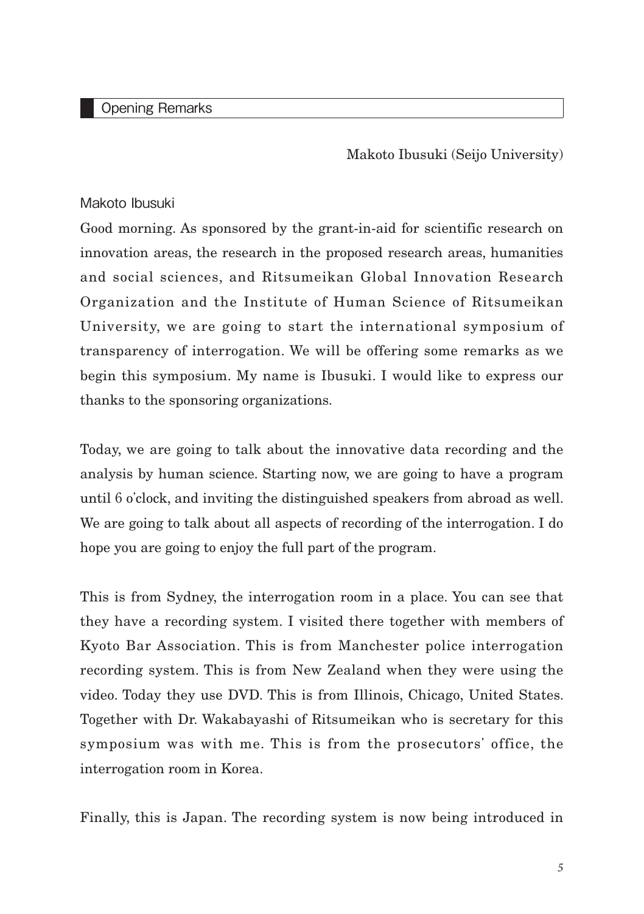## Opening Remarks

Makoto Ibusuki (Seijo University)

Makoto Ibusuki

Good morning. As sponsored by the grant-in-aid for scientific research on innovation areas, the research in the proposed research areas, humanities and social sciences, and Ritsumeikan Global Innovation Research Organization and the Institute of Human Science of Ritsumeikan University, we are going to start the international symposium of transparency of interrogation. We will be offering some remarks as we begin this symposium. My name is Ibusuki. I would like to express our thanks to the sponsoring organizations.

Today, we are going to talk about the innovative data recording and the analysis by human science. Starting now, we are going to have a program until 6 o'clock, and inviting the distinguished speakers from abroad as well. We are going to talk about all aspects of recording of the interrogation. I do hope you are going to enjoy the full part of the program.

This is from Sydney, the interrogation room in a place. You can see that they have a recording system. I visited there together with members of Kyoto Bar Association. This is from Manchester police interrogation recording system. This is from New Zealand when they were using the video. Today they use DVD. This is from Illinois, Chicago, United States. Together with Dr. Wakabayashi of Ritsumeikan who is secretary for this symposium was with me. This is from the prosecutors' office, the interrogation room in Korea.

Finally, this is Japan. The recording system is now being introduced in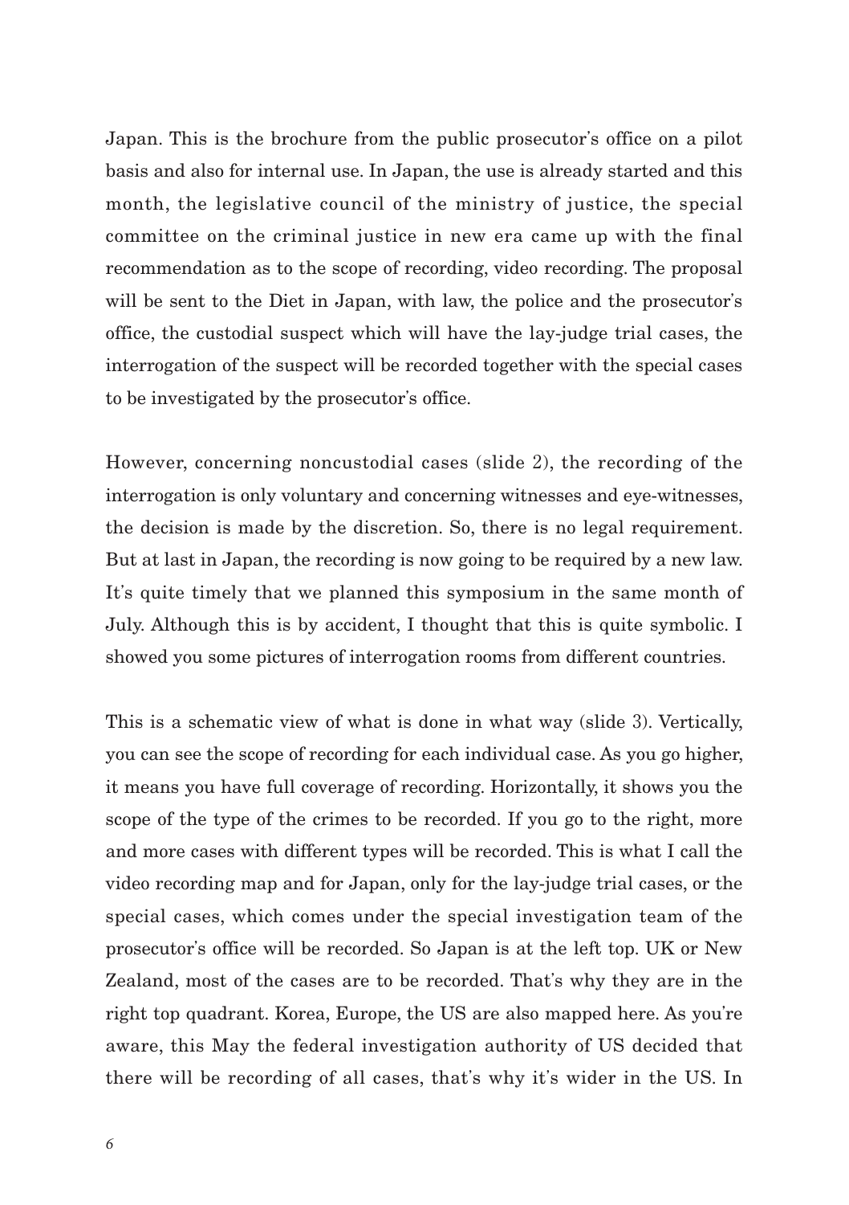Japan. This is the brochure from the public prosecutor's office on a pilot basis and also for internal use. In Japan, the use is already started and this month, the legislative council of the ministry of justice, the special committee on the criminal justice in new era came up with the final recommendation as to the scope of recording, video recording. The proposal will be sent to the Diet in Japan, with law, the police and the prosecutor's office, the custodial suspect which will have the lay-judge trial cases, the interrogation of the suspect will be recorded together with the special cases to be investigated by the prosecutor's office.

However, concerning noncustodial cases (slide 2), the recording of the interrogation is only voluntary and concerning witnesses and eye-witnesses, the decision is made by the discretion. So, there is no legal requirement. But at last in Japan, the recording is now going to be required by a new law. It's quite timely that we planned this symposium in the same month of July. Although this is by accident, I thought that this is quite symbolic. I showed you some pictures of interrogation rooms from different countries.

This is a schematic view of what is done in what way (slide 3). Vertically, you can see the scope of recording for each individual case. As you go higher, it means you have full coverage of recording. Horizontally, it shows you the scope of the type of the crimes to be recorded. If you go to the right, more and more cases with different types will be recorded. This is what I call the video recording map and for Japan, only for the lay-judge trial cases, or the special cases, which comes under the special investigation team of the prosecutor's office will be recorded. So Japan is at the left top. UK or New Zealand, most of the cases are to be recorded. That's why they are in the right top quadrant. Korea, Europe, the US are also mapped here. As you're aware, this May the federal investigation authority of US decided that there will be recording of all cases, that's why it's wider in the US. In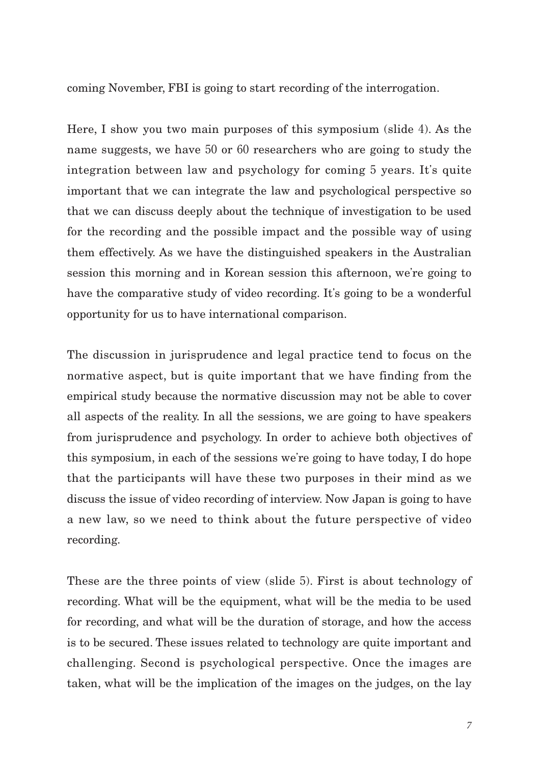coming November, FBI is going to start recording of the interrogation.

Here, I show you two main purposes of this symposium (slide 4). As the name suggests, we have 50 or 60 researchers who are going to study the integration between law and psychology for coming 5 years. It's quite important that we can integrate the law and psychological perspective so that we can discuss deeply about the technique of investigation to be used for the recording and the possible impact and the possible way of using them effectively. As we have the distinguished speakers in the Australian session this morning and in Korean session this afternoon, we're going to have the comparative study of video recording. It's going to be a wonderful opportunity for us to have international comparison.

The discussion in jurisprudence and legal practice tend to focus on the normative aspect, but is quite important that we have finding from the empirical study because the normative discussion may not be able to cover all aspects of the reality. In all the sessions, we are going to have speakers from jurisprudence and psychology. In order to achieve both objectives of this symposium, in each of the sessions we're going to have today, I do hope that the participants will have these two purposes in their mind as we discuss the issue of video recording of interview. Now Japan is going to have a new law, so we need to think about the future perspective of video recording.

These are the three points of view (slide 5). First is about technology of recording. What will be the equipment, what will be the media to be used for recording, and what will be the duration of storage, and how the access is to be secured. These issues related to technology are quite important and challenging. Second is psychological perspective. Once the images are taken, what will be the implication of the images on the judges, on the lay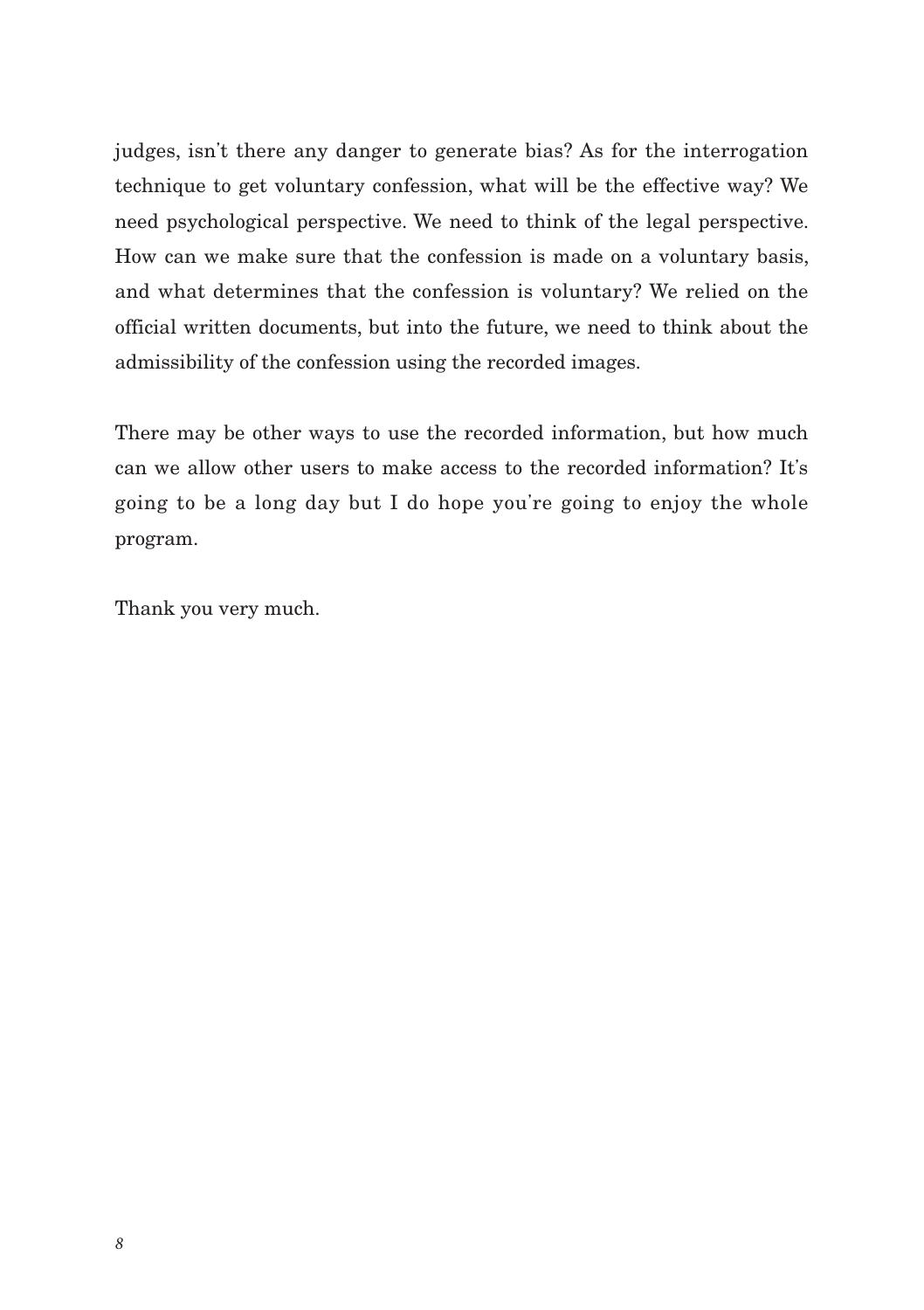judges, isn't there any danger to generate bias? As for the interrogation technique to get voluntary confession, what will be the effective way? We need psychological perspective. We need to think of the legal perspective. How can we make sure that the confession is made on a voluntary basis, and what determines that the confession is voluntary? We relied on the official written documents, but into the future, we need to think about the admissibility of the confession using the recorded images.

There may be other ways to use the recorded information, but how much can we allow other users to make access to the recorded information? It's going to be a long day but I do hope you're going to enjoy the whole program.

Thank you very much.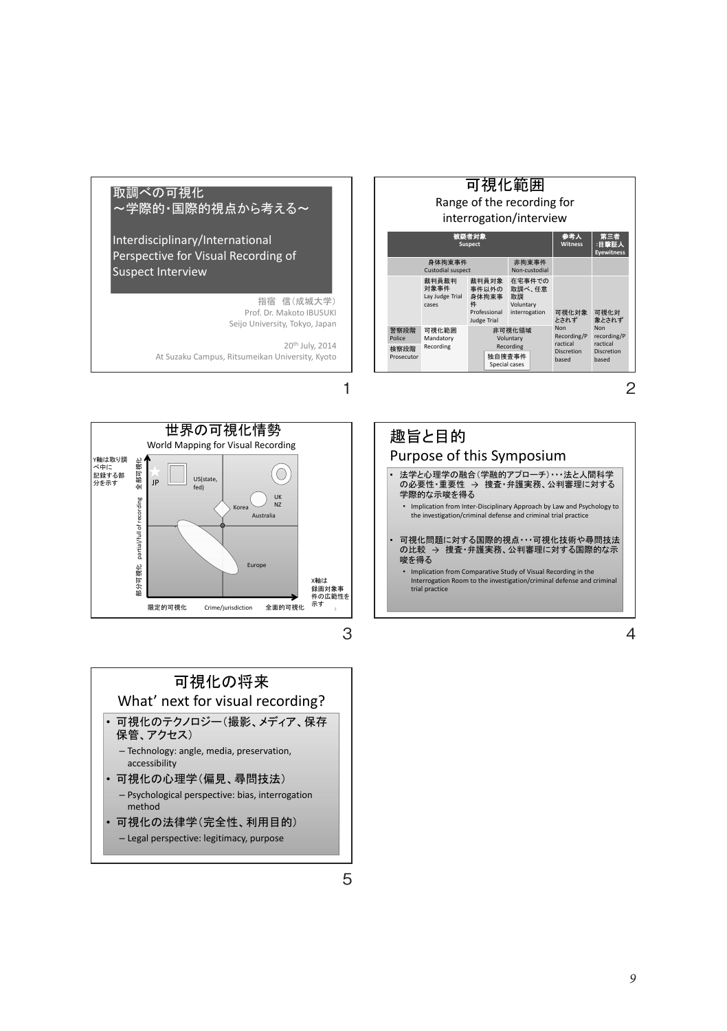## 取調べの可視化
## 〜学際的･国際的視点から考える〜

Interdisciplinary/International Perspective for Visual Recording of Suspect Interview

指宿 信（成城大学）
Prof. Dr. Makoto IBUSUKI
Seijo University, Tokyo, Japan

20th July, 2014
At Suzaku Campus, Ritsumeikan University, Kyoto

## 可視化範囲
### Range of the recording for interrogation/interview

| 被疑者対象 Suspect | | | | 参考人 Witness | 第三者:目撃証人 Eyewitness |
|---|---|---|---|---|---|
| 身体拘束事件 Custodial suspect | | | 非拘束事件 Non-custodial | | |
| | 裁判員裁判対象事件 Lay Judge Trial cases | 裁判員対象事件以外の身体拘束事件 Professional Judge Trial | 在宅事件での取調べ、任意取調 Voluntary interrogation | 可視化対象とされず Non Recording/Practical Discretion based | 可視化対象とされず Non recording/Practical Discretion based |
| 警察段階 Police / 検察段階 Prosecutor | 可視化範囲 Mandatory Recording | 非可視化領域 Voluntary Recording / 独自捜査事件 Special cases | | | |

## 世界の可視化情勢
### World Mapping for Visual Recording

Y軸は取り調べ中に記録する部分を示す

全部可視化

partial/full of recording

部分可視化

JP

US(state, fed)

UK

NZ

Korea

Australia

Europe

限定的可視化

Crime/jurisdiction

全面的可視化

X軸は録画対象事件の広範性を示す

## 趣旨と目的
### Purpose of this Symposium

- 法学と心理学の融合（学融的アプローチ）･･･法と人間科学の必要性・重要性 → 捜査・弁護実務、公判審理に対する学際的な示唆を得る
  - Implication from Inter-Disciplinary Approach by Law and Psychology to the investigation/criminal defense and criminal trial practice
- 可視化問題に対する国際的視点･･･可視化技術や尋問技法の比較 → 捜査・弁護実務、公判審理に対する国際的な示唆を得る
  - Implication from Comparative Study of Visual Recording in the Interrogation Room to the investigation/criminal defense and criminal trial practice

## 可視化の将来
### What' next for visual recording?

- 可視化のテクノロジー（撮影、メディア、保存保管、アクセス）
  - Technology: angle, media, preservation, accessibility
- 可視化の心理学（偏見、尋問技法）
  - Psychological perspective: bias, interrogation method
- 可視化の法律学（完全性、利用目的）
  - Legal perspective: legitimacy, purpose